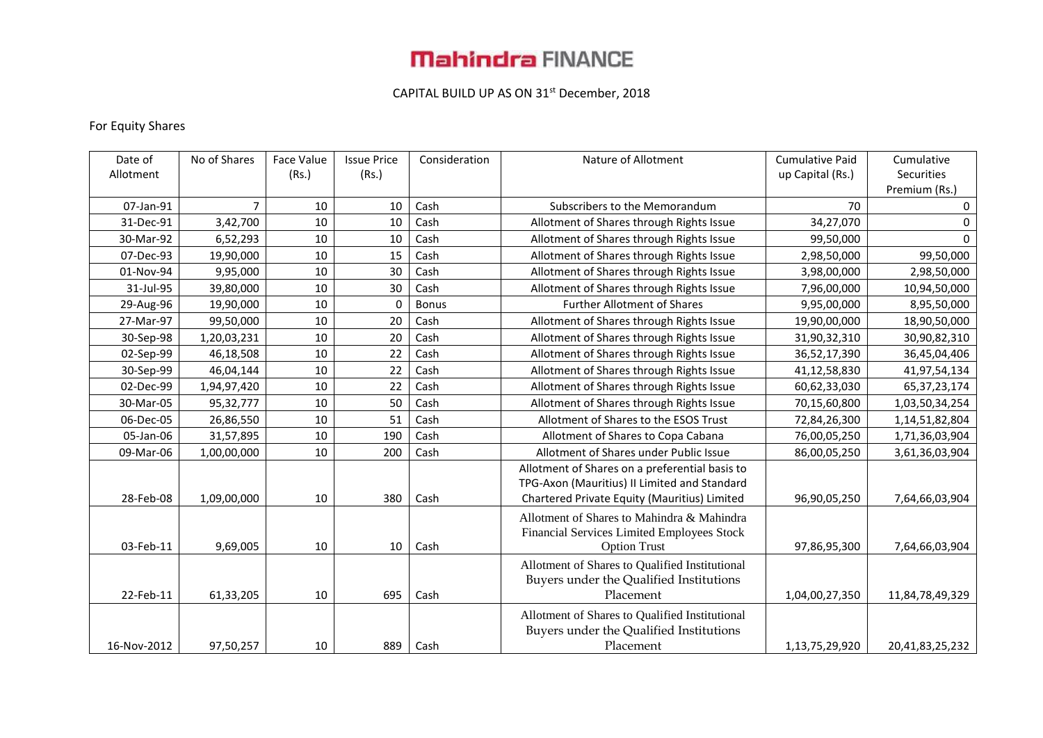# Mahindra FINANCE

CAPITAL BUILD UP AS ON 31st December, 2018

For Equity Shares

| Date of Allotment | No of Shares | Face Value (Rs.) | Issue Price (Rs.) | Consideration | Nature of Allotment | Cumulative Paid up Capital (Rs.) | Cumulative Securities Premium (Rs.) |
|---|---|---|---|---|---|---|---|
| 07-Jan-91 | 7 | 10 | 10 | Cash | Subscribers to the Memorandum | 70 | 0 |
| 31-Dec-91 | 3,42,700 | 10 | 10 | Cash | Allotment of Shares through Rights Issue | 34,27,070 | 0 |
| 30-Mar-92 | 6,52,293 | 10 | 10 | Cash | Allotment of Shares through Rights Issue | 99,50,000 | 0 |
| 07-Dec-93 | 19,90,000 | 10 | 15 | Cash | Allotment of Shares through Rights Issue | 2,98,50,000 | 99,50,000 |
| 01-Nov-94 | 9,95,000 | 10 | 30 | Cash | Allotment of Shares through Rights Issue | 3,98,00,000 | 2,98,50,000 |
| 31-Jul-95 | 39,80,000 | 10 | 30 | Cash | Allotment of Shares through Rights Issue | 7,96,00,000 | 10,94,50,000 |
| 29-Aug-96 | 19,90,000 | 10 | 0 | Bonus | Further Allotment of Shares | 9,95,00,000 | 8,95,50,000 |
| 27-Mar-97 | 99,50,000 | 10 | 20 | Cash | Allotment of Shares through Rights Issue | 19,90,00,000 | 18,90,50,000 |
| 30-Sep-98 | 1,20,03,231 | 10 | 20 | Cash | Allotment of Shares through Rights Issue | 31,90,32,310 | 30,90,82,310 |
| 02-Sep-99 | 46,18,508 | 10 | 22 | Cash | Allotment of Shares through Rights Issue | 36,52,17,390 | 36,45,04,406 |
| 30-Sep-99 | 46,04,144 | 10 | 22 | Cash | Allotment of Shares through Rights Issue | 41,12,58,830 | 41,97,54,134 |
| 02-Dec-99 | 1,94,97,420 | 10 | 22 | Cash | Allotment of Shares through Rights Issue | 60,62,33,030 | 65,37,23,174 |
| 30-Mar-05 | 95,32,777 | 10 | 50 | Cash | Allotment of Shares through Rights Issue | 70,15,60,800 | 1,03,50,34,254 |
| 06-Dec-05 | 26,86,550 | 10 | 51 | Cash | Allotment of Shares to the ESOS Trust | 72,84,26,300 | 1,14,51,82,804 |
| 05-Jan-06 | 31,57,895 | 10 | 190 | Cash | Allotment of Shares to Copa Cabana | 76,00,05,250 | 1,71,36,03,904 |
| 09-Mar-06 | 1,00,00,000 | 10 | 200 | Cash | Allotment of Shares under Public Issue | 86,00,05,250 | 3,61,36,03,904 |
| 28-Feb-08 | 1,09,00,000 | 10 | 380 | Cash | Allotment of Shares on a preferential basis to TPG-Axon (Mauritius) II Limited and Standard Chartered Private Equity (Mauritius) Limited | 96,90,05,250 | 7,64,66,03,904 |
| 03-Feb-11 | 9,69,005 | 10 | 10 | Cash | Allotment of Shares to Mahindra & Mahindra Financial Services Limited Employees Stock Option Trust | 97,86,95,300 | 7,64,66,03,904 |
| 22-Feb-11 | 61,33,205 | 10 | 695 | Cash | Allotment of Shares to Qualified Institutional Buyers under the Qualified Institutions Placement | 1,04,00,27,350 | 11,84,78,49,329 |
| 16-Nov-2012 | 97,50,257 | 10 | 889 | Cash | Allotment of Shares to Qualified Institutional Buyers under the Qualified Institutions Placement | 1,13,75,29,920 | 20,41,83,25,232 |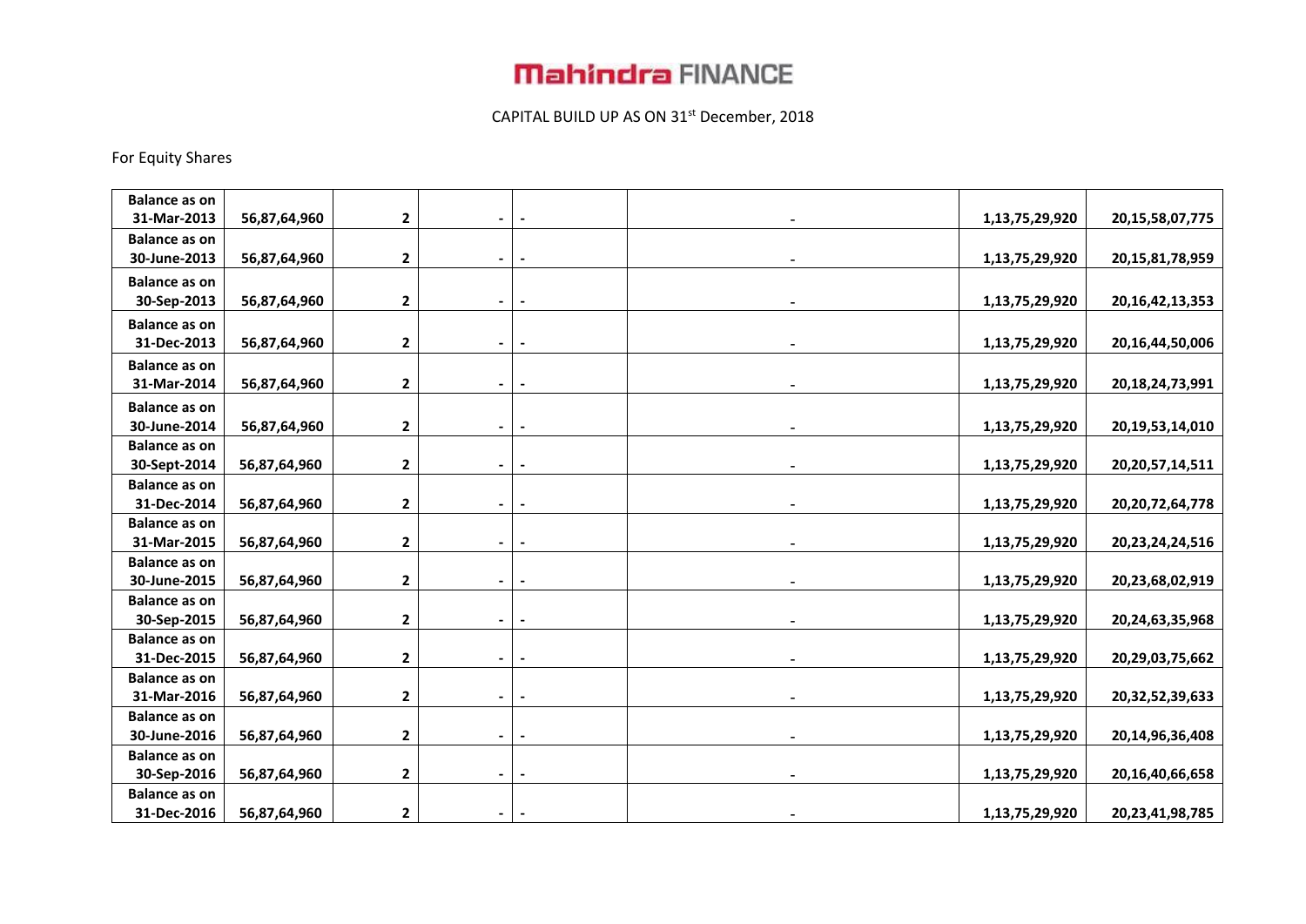# Mahindra FINANCE

CAPITAL BUILD UP AS ON 31st December, 2018

For Equity Shares

| | | | | | | | |
|---|---|---|---|---|---|---|---|
| **Balance as on 31-Mar-2013** | **56,87,64,960** | **2** | **-** | **-** | **-** | **1,13,75,29,920** | **20,15,58,07,775** |
| **Balance as on 30-June-2013** | **56,87,64,960** | **2** | **-** | **-** | **-** | **1,13,75,29,920** | **20,15,81,78,959** |
| **Balance as on 30-Sep-2013** | **56,87,64,960** | **2** | **-** | **-** | **-** | **1,13,75,29,920** | **20,16,42,13,353** |
| **Balance as on 31-Dec-2013** | **56,87,64,960** | **2** | **-** | **-** | **-** | **1,13,75,29,920** | **20,16,44,50,006** |
| **Balance as on 31-Mar-2014** | **56,87,64,960** | **2** | **-** | **-** | **-** | **1,13,75,29,920** | **20,18,24,73,991** |
| **Balance as on 30-June-2014** | **56,87,64,960** | **2** | **-** | **-** | **-** | **1,13,75,29,920** | **20,19,53,14,010** |
| **Balance as on 30-Sept-2014** | **56,87,64,960** | **2** | **-** | **-** | **-** | **1,13,75,29,920** | **20,20,57,14,511** |
| **Balance as on 31-Dec-2014** | **56,87,64,960** | **2** | **-** | **-** | **-** | **1,13,75,29,920** | **20,20,72,64,778** |
| **Balance as on 31-Mar-2015** | **56,87,64,960** | **2** | **-** | **-** | **-** | **1,13,75,29,920** | **20,23,24,24,516** |
| **Balance as on 30-June-2015** | **56,87,64,960** | **2** | **-** | **-** | **-** | **1,13,75,29,920** | **20,23,68,02,919** |
| **Balance as on 30-Sep-2015** | **56,87,64,960** | **2** | **-** | **-** | **-** | **1,13,75,29,920** | **20,24,63,35,968** |
| **Balance as on 31-Dec-2015** | **56,87,64,960** | **2** | **-** | **-** | **-** | **1,13,75,29,920** | **20,29,03,75,662** |
| **Balance as on 31-Mar-2016** | **56,87,64,960** | **2** | **-** | **-** | **-** | **1,13,75,29,920** | **20,32,52,39,633** |
| **Balance as on 30-June-2016** | **56,87,64,960** | **2** | **-** | **-** | **-** | **1,13,75,29,920** | **20,14,96,36,408** |
| **Balance as on 30-Sep-2016** | **56,87,64,960** | **2** | **-** | **-** | **-** | **1,13,75,29,920** | **20,16,40,66,658** |
| **Balance as on 31-Dec-2016** | **56,87,64,960** | **2** | **-** | **-** | **-** | **1,13,75,29,920** | **20,23,41,98,785** |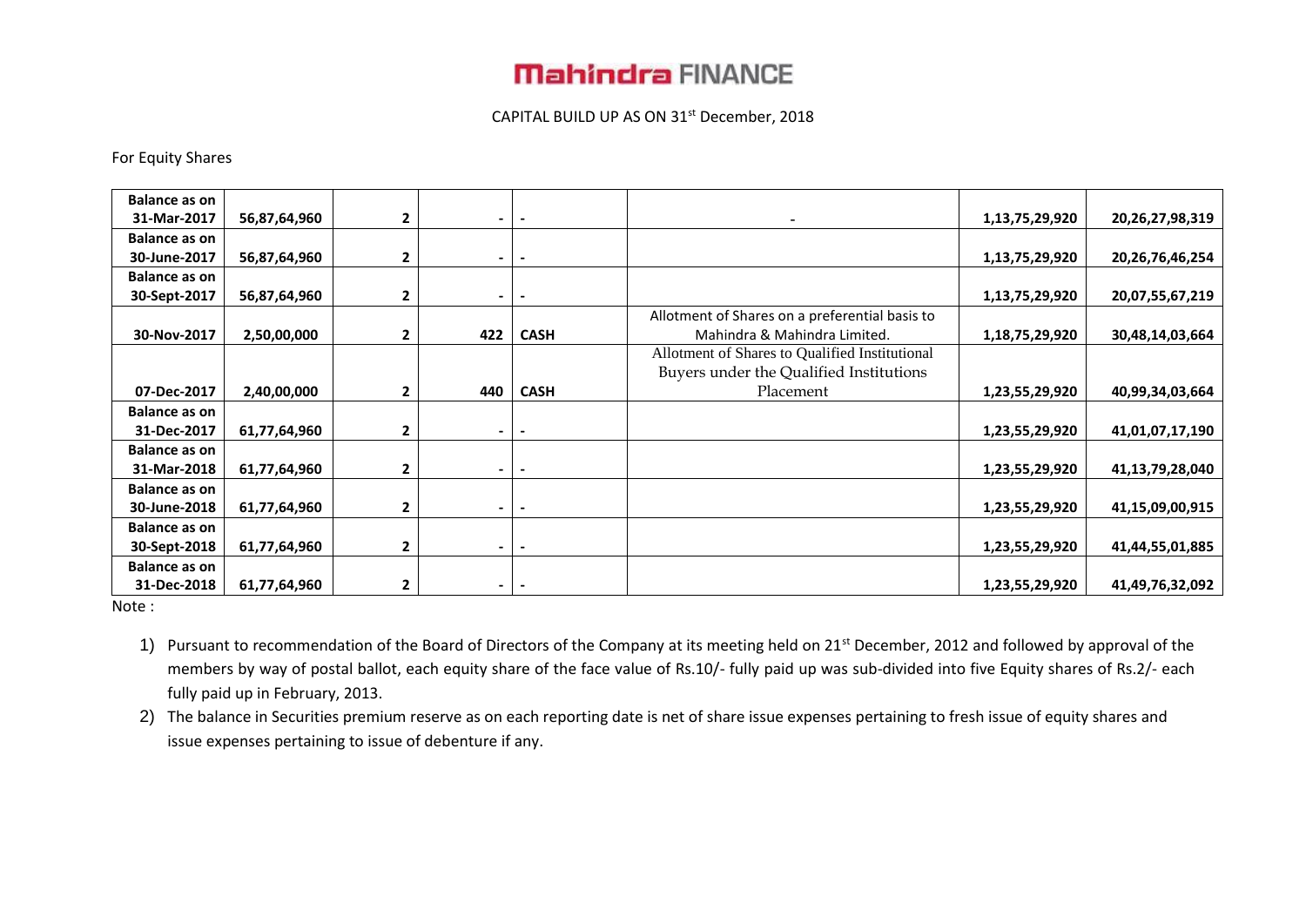# Mahindra FINANCE

CAPITAL BUILD UP AS ON 31st December, 2018

For Equity Shares

| | | | | | | | |
|---|---|---|---|---|---|---|---|
| **Balance as on 31-Mar-2017** | **56,87,64,960** | **2** | **-** | **-** | - | **1,13,75,29,920** | **20,26,27,98,319** |
| **Balance as on 30-June-2017** | **56,87,64,960** | **2** | **-** | **-** | | **1,13,75,29,920** | **20,26,76,46,254** |
| **Balance as on 30-Sept-2017** | **56,87,64,960** | **2** | **-** | **-** | | **1,13,75,29,920** | **20,07,55,67,219** |
| **30-Nov-2017** | **2,50,00,000** | **2** | **422** | **CASH** | Allotment of Shares on a preferential basis to Mahindra & Mahindra Limited. | **1,18,75,29,920** | **30,48,14,03,664** |
| **07-Dec-2017** | **2,40,00,000** | **2** | **440** | **CASH** | Allotment of Shares to Qualified Institutional Buyers under the Qualified Institutions Placement | **1,23,55,29,920** | **40,99,34,03,664** |
| **Balance as on 31-Dec-2017** | **61,77,64,960** | **2** | **-** | **-** | | **1,23,55,29,920** | **41,01,07,17,190** |
| **Balance as on 31-Mar-2018** | **61,77,64,960** | **2** | **-** | **-** | | **1,23,55,29,920** | **41,13,79,28,040** |
| **Balance as on 30-June-2018** | **61,77,64,960** | **2** | **-** | **-** | | **1,23,55,29,920** | **41,15,09,00,915** |
| **Balance as on 30-Sept-2018** | **61,77,64,960** | **2** | **-** | **-** | | **1,23,55,29,920** | **41,44,55,01,885** |
| **Balance as on 31-Dec-2018** | **61,77,64,960** | **2** | **-** | **-** | | **1,23,55,29,920** | **41,49,76,32,092** |

Note :

1) Pursuant to recommendation of the Board of Directors of the Company at its meeting held on 21st December, 2012 and followed by approval of the members by way of postal ballot, each equity share of the face value of Rs.10/- fully paid up was sub-divided into five Equity shares of Rs.2/- each fully paid up in February, 2013.
2) The balance in Securities premium reserve as on each reporting date is net of share issue expenses pertaining to fresh issue of equity shares and issue expenses pertaining to issue of debenture if any.